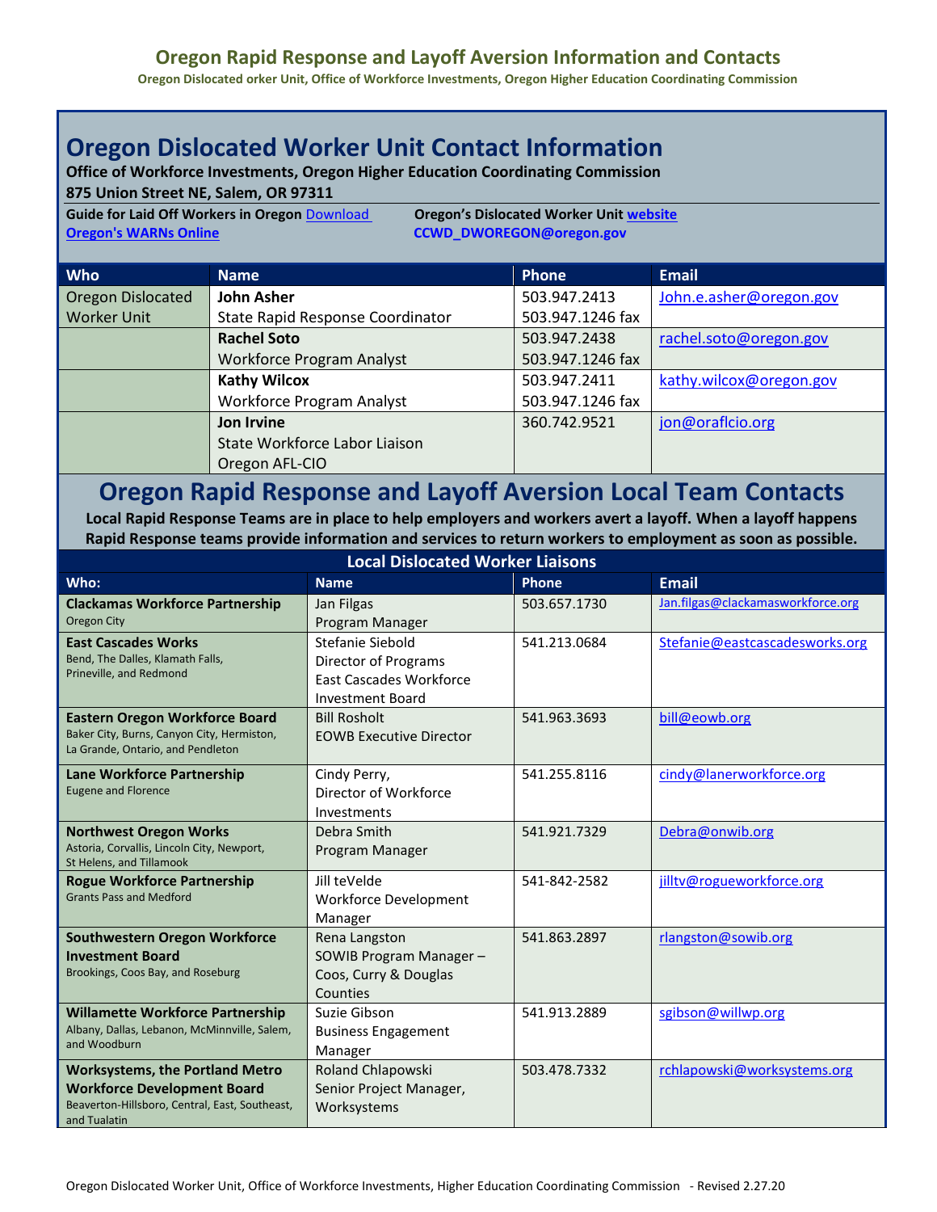# Oregon Rapid Response and Layoff Aversion Information and Contacts

**Oregon Dislocated orker Unit, Office of Workforce Investments, Oregon Higher Education Coordinating Commission**

## Oregon Dislocated Worker Unit Contact Information

**Office of Workforce Investments, Oregon Higher Education Coordinating Commission**
**875 Union Street NE, Salem, OR 97311**

**Guide for Laid Off Workers in Oregon** Download
**Oregon's WARNs Online**

**Oregon's Dislocated Worker Unit website**
**CCWD_DWOREGON@oregon.gov**

| Who | Name | Phone | Email |
|---|---|---|---|
| Oregon Dislocated Worker Unit | **John Asher**<br>State Rapid Response Coordinator | 503.947.2413<br>503.947.1246 fax | John.e.asher@oregon.gov |
| | **Rachel Soto**<br>Workforce Program Analyst | 503.947.2438<br>503.947.1246 fax | rachel.soto@oregon.gov |
| | **Kathy Wilcox**<br>Workforce Program Analyst | 503.947.2411<br>503.947.1246 fax | kathy.wilcox@oregon.gov |
| | **Jon Irvine**<br>State Workforce Labor Liaison<br>Oregon AFL-CIO | 360.742.9521 | jon@oraflcio.org |

## Oregon Rapid Response and Layoff Aversion Local Team Contacts

**Local Rapid Response Teams are in place to help employers and workers avert a layoff. When a layoff happens Rapid Response teams provide information and services to return workers to employment as soon as possible.**

| Local Dislocated Worker Liaisons | | | |
|---|---|---|---|
| **Who:** | **Name** | **Phone** | **Email** |
| **Clackamas Workforce Partnership**<br>Oregon City | Jan Filgas<br>Program Manager | 503.657.1730 | Jan.filgas@clackamasworkforce.org |
| **East Cascades Works**<br>Bend, The Dalles, Klamath Falls, Prineville, and Redmond | Stefanie Siebold<br>Director of Programs<br>East Cascades Workforce Investment Board | 541.213.0684 | Stefanie@eastcascadesworks.org |
| **Eastern Oregon Workforce Board**<br>Baker City, Burns, Canyon City, Hermiston, La Grande, Ontario, and Pendleton | Bill Rosholt<br>EOWB Executive Director | 541.963.3693 | bill@eowb.org |
| **Lane Workforce Partnership**<br>Eugene and Florence | Cindy Perry,<br>Director of Workforce Investments | 541.255.8116 | cindy@lanerworkforce.org |
| **Northwest Oregon Works**<br>Astoria, Corvallis, Lincoln City, Newport, St Helens, and Tillamook | Debra Smith<br>Program Manager | 541.921.7329 | Debra@onwib.org |
| **Rogue Workforce Partnership**<br>Grants Pass and Medford | Jill teVelde<br>Workforce Development Manager | 541-842-2582 | jilltv@rogueworkforce.org |
| **Southwestern Oregon Workforce Investment Board**<br>Brookings, Coos Bay, and Roseburg | Rena Langston<br>SOWIB Program Manager – Coos, Curry & Douglas Counties | 541.863.2897 | rlangston@sowib.org |
| **Willamette Workforce Partnership**<br>Albany, Dallas, Lebanon, McMinnville, Salem, and Woodburn | Suzie Gibson<br>Business Engagement Manager | 541.913.2889 | sgibson@willwp.org |
| **Worksystems, the Portland Metro Workforce Development Board**<br>Beaverton-Hillsboro, Central, East, Southeast, and Tualatin | Roland Chlapowski<br>Senior Project Manager, Worksystems | 503.478.7332 | rchlapowski@worksystems.org |

Oregon Dislocated Worker Unit, Office of Workforce Investments, Higher Education Coordinating Commission - Revised 2.27.20